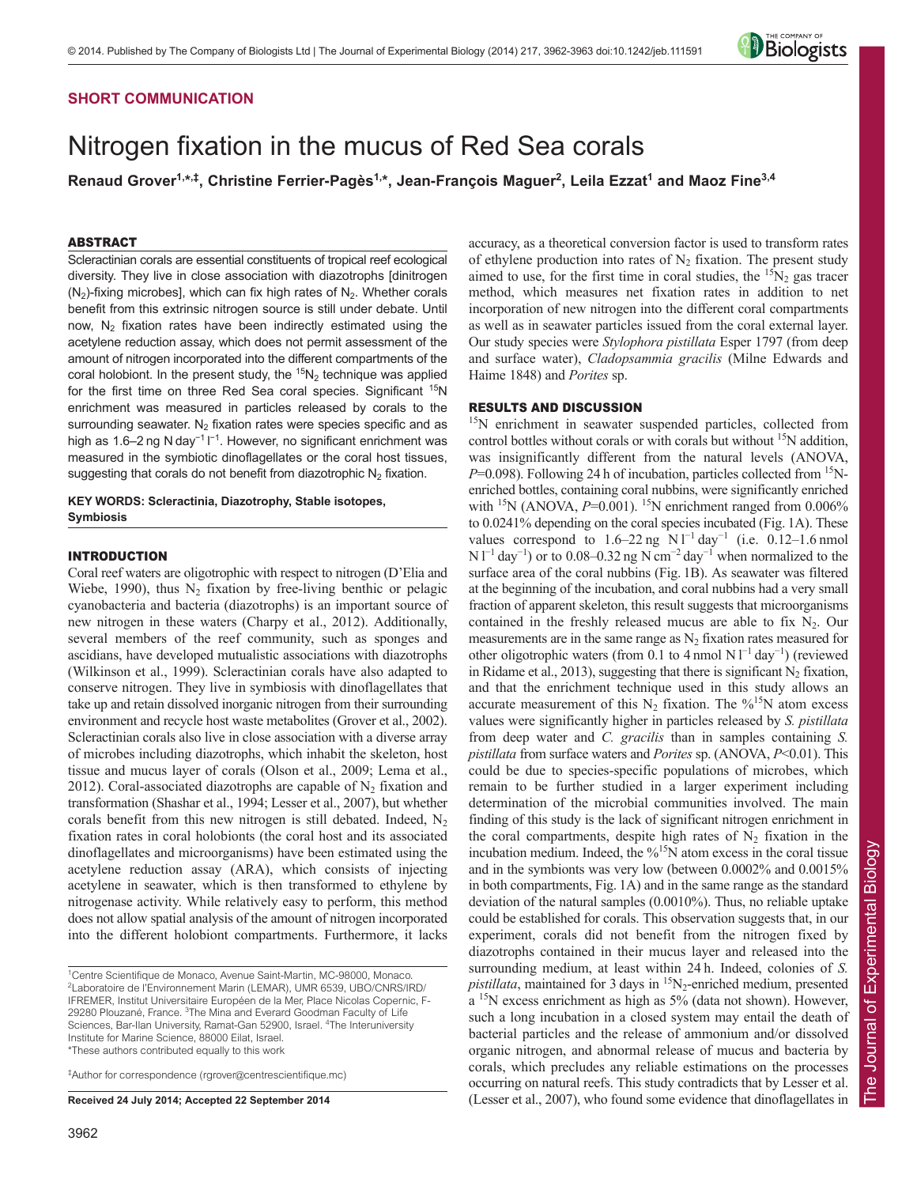SHORT COMMUNICATION

# Nitrogen fixation in the mucus of Red Sea corals

**Renaud Grover[1,*,‡], Christine Ferrier-Pagès[1,*], Jean-François Maguer[2], Leila Ezzat[1] and Maoz Fine[3,4]**

## ABSTRACT

Scleractinian corals are essential constituents of tropical reef ecological diversity. They live in close association with diazotrophs [dinitrogen ($N_2$)-fixing microbes], which can fix high rates of $N_2$. Whether corals benefit from this extrinsic nitrogen source is still under debate. Until now, $N_2$ fixation rates have been indirectly estimated using the acetylene reduction assay, which does not permit assessment of the amount of nitrogen incorporated into the different compartments of the coral holobiont. In the present study, the $^{15}N_2$ technique was applied for the first time on three Red Sea coral species. Significant $^{15}N$ enrichment was measured in particles released by corals to the surrounding seawater. $N_2$ fixation rates were species specific and as high as 1.6–2 ng N $day^{-1}$ $l^{-1}$. However, no significant enrichment was measured in the symbiotic dinoflagellates or the coral host tissues, suggesting that corals do not benefit from diazotrophic $N_2$ fixation.

**KEY WORDS: Scleractinia, Diazotrophy, Stable isotopes, Symbiosis**

## INTRODUCTION

Coral reef waters are oligotrophic with respect to nitrogen (D'Elia and Wiebe, 1990), thus $N_2$ fixation by free-living benthic or pelagic cyanobacteria and bacteria (diazotrophs) is an important source of new nitrogen in these waters (Charpy et al., 2012). Additionally, several members of the reef community, such as sponges and ascidians, have developed mutualistic associations with diazotrophs (Wilkinson et al., 1999). Scleractinian corals have also adapted to conserve nitrogen. They live in symbiosis with dinoflagellates that take up and retain dissolved inorganic nitrogen from their surrounding environment and recycle host waste metabolites (Grover et al., 2002). Scleractinian corals also live in close association with a diverse array of microbes including diazotrophs, which inhabit the skeleton, host tissue and mucus layer of corals (Olson et al., 2009; Lema et al., 2012). Coral-associated diazotrophs are capable of $N_2$ fixation and transformation (Shashar et al., 1994; Lesser et al., 2007), but whether corals benefit from this new nitrogen is still debated. Indeed, $N_2$ fixation rates in coral holobionts (the coral host and its associated dinoflagellates and microorganisms) have been estimated using the acetylene reduction assay (ARA), which consists of injecting acetylene in seawater, which is then transformed to ethylene by nitrogenase activity. While relatively easy to perform, this method does not allow spatial analysis of the amount of nitrogen incorporated into the different holobiont compartments. Furthermore, it lacks accuracy, as a theoretical conversion factor is used to transform rates of ethylene production into rates of $N_2$ fixation. The present study aimed to use, for the first time in coral studies, the $^{15}N_2$ gas tracer method, which measures net fixation rates in addition to net incorporation of new nitrogen into the different coral compartments as well as in seawater particles issued from the coral external layer. Our study species were *Stylophora pistillata* Esper 1797 (from deep and surface water), *Cladopsammia gracilis* (Milne Edwards and Haime 1848) and *Porites* sp.

## RESULTS AND DISCUSSION

$^{15}N$ enrichment in seawater suspended particles, collected from control bottles without corals or with corals but without $^{15}N$ addition, was insignificantly different from the natural levels (ANOVA, $P$=0.098). Following 24 h of incubation, particles collected from $^{15}N$-enriched bottles, containing coral nubbins, were significantly enriched with $^{15}N$ (ANOVA, $P$=0.001). $^{15}N$ enrichment ranged from 0.006% to 0.0241% depending on the coral species incubated (Fig. 1A). These values correspond to 1.6–22 ng N $l^{-1}$ $day^{-1}$ (i.e. 0.12–1.6 nmol N $l^{-1}$ $day^{-1}$) or to 0.08–0.32 ng N $cm^{-2}$ $day^{-1}$ when normalized to the surface area of the coral nubbins (Fig. 1B). As seawater was filtered at the beginning of the incubation, and coral nubbins had a very small fraction of apparent skeleton, this result suggests that microorganisms contained in the freshly released mucus are able to fix $N_2$. Our measurements are in the same range as $N_2$ fixation rates measured for other oligotrophic waters (from 0.1 to 4 nmol N $l^{-1}$ $day^{-1}$) (reviewed in Ridame et al., 2013), suggesting that there is significant $N_2$ fixation, and that the enrichment technique used in this study allows an accurate measurement of this $N_2$ fixation. The %$^{15}N$ atom excess values were significantly higher in particles released by *S. pistillata* from deep water and *C. gracilis* than in samples containing *S. pistillata* from surface waters and *Porites* sp. (ANOVA, $P$<0.01). This could be due to species-specific populations of microbes, which remain to be further studied in a larger experiment including determination of the microbial communities involved. The main finding of this study is the lack of significant nitrogen enrichment in the coral compartments, despite high rates of $N_2$ fixation in the incubation medium. Indeed, the %$^{15}N$ atom excess in the coral tissue and in the symbionts was very low (between 0.0002% and 0.0015% in both compartments, Fig. 1A) and in the same range as the standard deviation of the natural samples (0.0010%). Thus, no reliable uptake could be established for corals. This observation suggests that, in our experiment, corals did not benefit from the nitrogen fixed by diazotrophs contained in their mucus layer and released into the surrounding medium, at least within 24 h. Indeed, colonies of *S. pistillata*, maintained for 3 days in $^{15}N_2$-enriched medium, presented a $^{15}N$ excess enrichment as high as 5% (data not shown). However, such a long incubation in a closed system may entail the death of bacterial particles and the release of ammonium and/or dissolved organic nitrogen, and abnormal release of mucus and bacteria by corals, which precludes any reliable estimations on the processes occurring on natural reefs. This study contradicts that by Lesser et al. (Lesser et al., 2007), who found some evidence that dinoflagellates in

---

[1]Centre Scientifique de Monaco, Avenue Saint-Martin, MC-98000, Monaco. [2]Laboratoire de l'Environnement Marin (LEMAR), UMR 6539, UBO/CNRS/IRD/IFREMER, Institut Universitaire Européen de la Mer, Place Nicolas Copernic, F-29280 Plouzané, France. [3]The Mina and Everard Goodman Faculty of Life Sciences, Bar-Ilan University, Ramat-Gan 52900, Israel. [4]The Interuniversity Institute for Marine Science, 88000 Eilat, Israel.
*These authors contributed equally to this work

‡Author for correspondence (rgrover@centrescientifique.mc)

**Received 24 July 2014; Accepted 22 September 2014**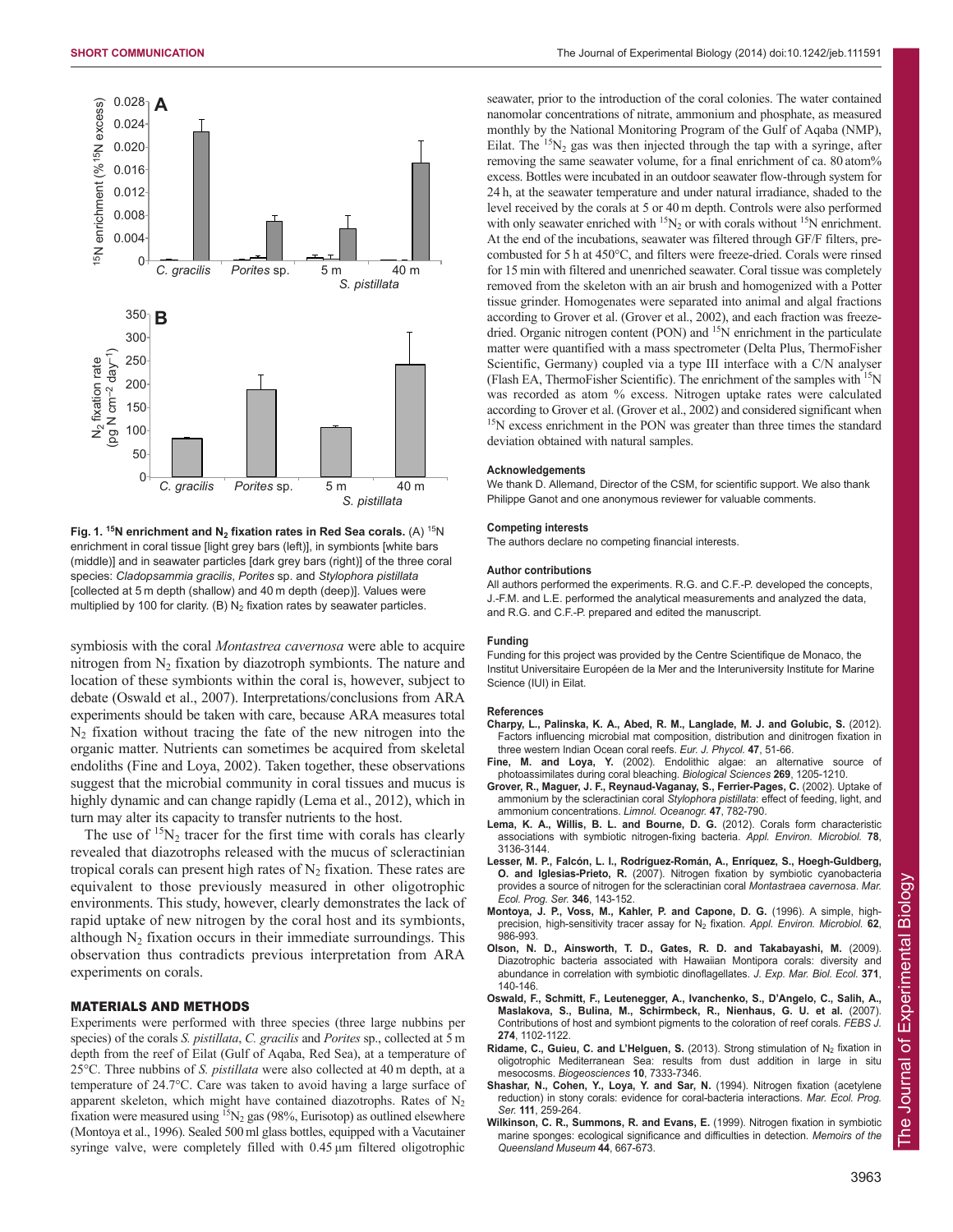A

$^{15}$N enrichment (% $^{15}$N excess)

0.028
0.024
0.020
0.016
0.012
0.008
0.004
0

C. gracilis
Porites sp.
5 m
40 m
S. pistillata

B

$N_2$ fixation rate (pg N cm$^{-2}$ day$^{-1}$)

350
300
250
200
150
100
50
0

C. gracilis
Porites sp.
5 m
40 m
S. pistillata

**Fig. 1. $^{15}$N enrichment and $N_2$ fixation rates in Red Sea corals.** (A) $^{15}$N enrichment in coral tissue [light grey bars (left)], in symbionts [white bars (middle)] and in seawater particles [dark grey bars (right)] of the three coral species: *Cladopsammia gracilis*, *Porites* sp. and *Stylophora pistillata* [collected at 5 m depth (shallow) and 40 m depth (deep)]. Values were multiplied by 100 for clarity. (B) $N_2$ fixation rates by seawater particles.

symbiosis with the coral *Montastrea cavernosa* were able to acquire nitrogen from $N_2$ fixation by diazotroph symbionts. The nature and location of these symbionts within the coral is, however, subject to debate (Oswald et al., 2007). Interpretations/conclusions from ARA experiments should be taken with care, because ARA measures total $N_2$ fixation without tracing the fate of the new nitrogen into the organic matter. Nutrients can sometimes be acquired from skeletal endoliths (Fine and Loya, 2002). Taken together, these observations suggest that the microbial community in coral tissues and mucus is highly dynamic and can change rapidly (Lema et al., 2012), which in turn may alter its capacity to transfer nutrients to the host.

The use of $^{15}N_2$ tracer for the first time with corals has clearly revealed that diazotrophs released with the mucus of scleractinian tropical corals can present high rates of $N_2$ fixation. These rates are equivalent to those previously measured in other oligotrophic environments. This study, however, clearly demonstrates the lack of rapid uptake of new nitrogen by the coral host and its symbionts, although $N_2$ fixation occurs in their immediate surroundings. This observation thus contradicts previous interpretation from ARA experiments on corals.

## MATERIALS AND METHODS

Experiments were performed with three species (three large nubbins per species) of the corals *S. pistillata*, *C. gracilis* and *Porites* sp., collected at 5 m depth from the reef of Eilat (Gulf of Aqaba, Red Sea), at a temperature of 25°C. Three nubbins of *S. pistillata* were also collected at 40 m depth, at a temperature of 24.7°C. Care was taken to avoid having a large surface of apparent skeleton, which might have contained diazotrophs. Rates of $N_2$ fixation were measured using $^{15}N_2$ gas (98%, Eurisotop) as outlined elsewhere (Montoya et al., 1996). Sealed 500 ml glass bottles, equipped with a Vacutainer syringe valve, were completely filled with 0.45 µm filtered oligotrophic seawater, prior to the introduction of the coral colonies. The water contained nanomolar concentrations of nitrate, ammonium and phosphate, as measured monthly by the National Monitoring Program of the Gulf of Aqaba (NMP), Eilat. The $^{15}N_2$ gas was then injected through the tap with a syringe, after removing the same seawater volume, for a final enrichment of ca. 80 atom% excess. Bottles were incubated in an outdoor seawater flow-through system for 24 h, at the seawater temperature and under natural irradiance, shaded to the level received by the corals at 5 or 40 m depth. Controls were also performed with only seawater enriched with $^{15}N_2$ or with corals without $^{15}$N enrichment. At the end of the incubations, seawater was filtered through GF/F filters, pre-combusted for 5 h at 450°C, and filters were freeze-dried. Corals were rinsed for 15 min with filtered and unenriched seawater. Coral tissue was completely removed from the skeleton with an air brush and homogenized with a Potter tissue grinder. Homogenates were separated into animal and algal fractions according to Grover et al. (Grover et al., 2002), and each fraction was freeze-dried. Organic nitrogen content (PON) and $^{15}$N enrichment in the particulate matter were quantified with a mass spectrometer (Delta Plus, ThermoFisher Scientific, Germany) coupled via a type III interface with a C/N analyser (Flash EA, ThermoFisher Scientific). The enrichment of the samples with $^{15}$N was recorded as atom % excess. Nitrogen uptake rates were calculated according to Grover et al. (Grover et al., 2002) and considered significant when $^{15}$N excess enrichment in the PON was greater than three times the standard deviation obtained with natural samples.

#### Acknowledgements

We thank D. Allemand, Director of the CSM, for scientific support. We also thank Philippe Ganot and one anonymous reviewer for valuable comments.

#### Competing interests

The authors declare no competing financial interests.

#### Author contributions

All authors performed the experiments. R.G. and C.F.-P. developed the concepts, J.-F.M. and L.E. performed the analytical measurements and analyzed the data, and R.G. and C.F.-P. prepared and edited the manuscript.

#### Funding

Funding for this project was provided by the Centre Scientifique de Monaco, the Institut Universitaire Européen de la Mer and the Interuniversity Institute for Marine Science (IUI) in Eilat.

#### References

- **Charpy, L., Palinska, K. A., Abed, R. M., Langlade, M. J. and Golubic, S.** (2012). Factors influencing microbial mat composition, distribution and dinitrogen fixation in three western Indian Ocean coral reefs. *Eur. J. Phycol.* **47**, 51-66.
- **Fine, M. and Loya, Y.** (2002). Endolithic algae: an alternative source of photoassimilates during coral bleaching. *Biological Sciences* **269**, 1205-1210.
- **Grover, R., Maguer, J. F., Reynaud-Vaganay, S., Ferrier-Pages, C.** (2002). Uptake of ammonium by the scleractinian coral *Stylophora pistillata*: effect of feeding, light, and ammonium concentrations. *Limnol. Oceanogr.* **47**, 782-790.
- **Lema, K. A., Willis, B. L. and Bourne, D. G.** (2012). Corals form characteristic associations with symbiotic nitrogen-fixing bacteria. *Appl. Environ. Microbiol.* **78**, 3136-3144.
- **Lesser, M. P., Falcón, L. I., Rodríguez-Román, A., Enríquez, S., Hoegh-Guldberg, O. and Iglesias-Prieto, R.** (2007). Nitrogen fixation by symbiotic cyanobacteria provides a source of nitrogen for the scleractinian coral *Montastraea cavernosa*. *Mar. Ecol. Prog. Ser.* **346**, 143-152.
- **Montoya, J. P., Voss, M., Kahler, P. and Capone, D. G.** (1996). A simple, high-precision, high-sensitivity tracer assay for $N_2$ fixation. *Appl. Environ. Microbiol.* **62**, 986-993.
- **Olson, N. D., Ainsworth, T. D., Gates, R. D. and Takabayashi, M.** (2009). Diazotrophic bacteria associated with Hawaiian Montipora corals: diversity and abundance in correlation with symbiotic dinoflagellates. *J. Exp. Mar. Biol. Ecol.* **371**, 140-146.
- **Oswald, F., Schmitt, F., Leutenegger, A., Ivanchenko, S., D'Angelo, C., Salih, A., Maslakova, S., Bulina, M., Schirmbeck, R., Nienhaus, G. U. et al.** (2007). Contributions of host and symbiont pigments to the coloration of reef corals. *FEBS J.* **274**, 1102-1122.
- **Ridame, C., Guieu, C. and L'Helguen, S.** (2013). Strong stimulation of $N_2$ fixation in oligotrophic Mediterranean Sea: results from dust addition in large in situ mesocosms. *Biogeosciences* **10**, 7333-7346.
- **Shashar, N., Cohen, Y., Loya, Y. and Sar, N.** (1994). Nitrogen fixation (acetylene reduction) in stony corals: evidence for coral-bacteria interactions. *Mar. Ecol. Prog. Ser.* **111**, 259-264.
- **Wilkinson, C. R., Summons, R. and Evans, E.** (1999). Nitrogen fixation in symbiotic marine sponges: ecological significance and difficulties in detection. *Memoirs of the Queensland Museum* **44**, 667-673.